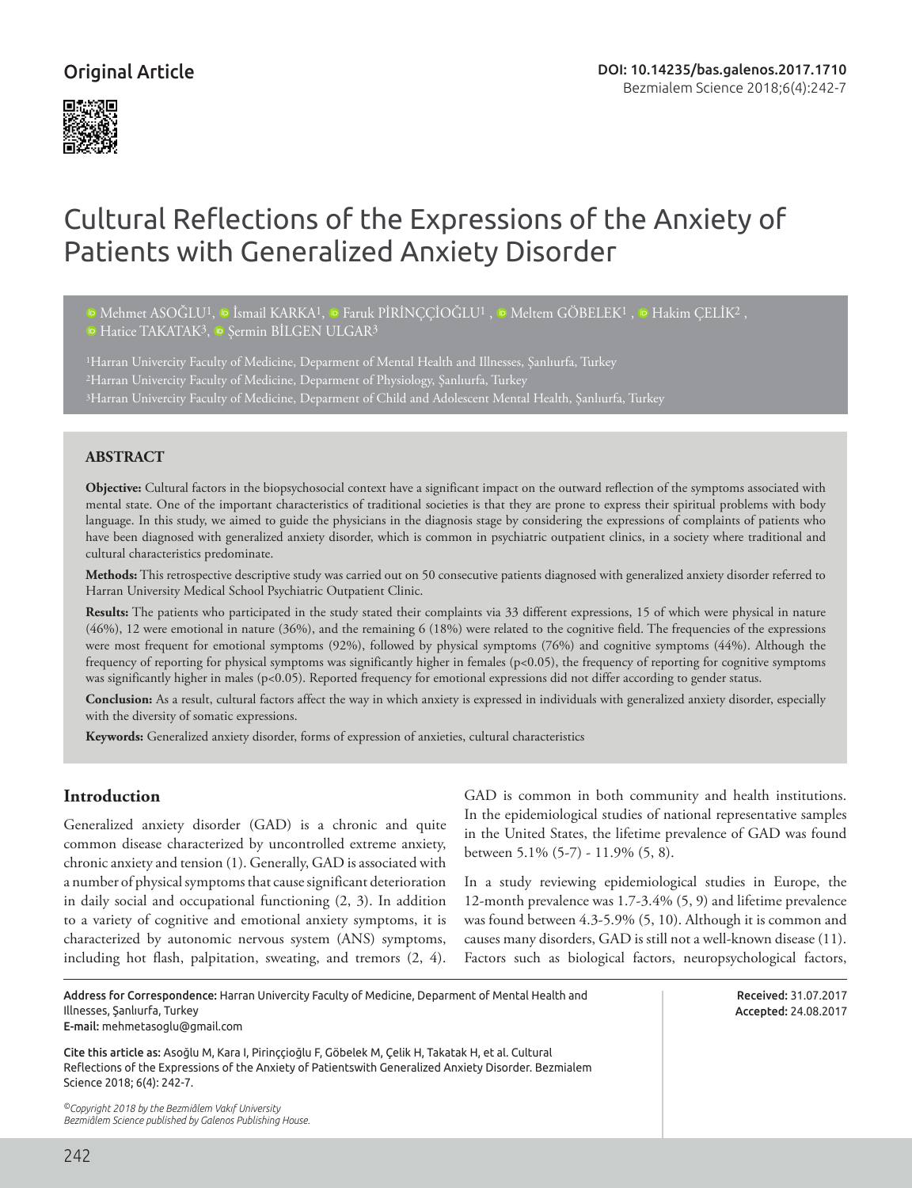Original Article

DOI: 10.14235/bas.galenos.2017.1710

# Cultural Reflections of the Expressions of the Anxiety of Patients with Generalized Anxiety Disorder

Mehmet ASOĞLU[1], İsmail KARKA[1], Faruk PİRİNÇÇİOĞLU[1], Meltem GÖBELEK[1], Hakim ÇELİK[2], Hatice TAKATAK[3], Şermin BİLGEN ULGAR[3]

[1]Harran Univercity Faculty of Medicine, Deparment of Mental Health and Illnesses, Şanlıurfa, Turkey
[2]Harran Univercity Faculty of Medicine, Deparment of Physiology, Şanlıurfa, Turkey
[3]Harran Univercity Faculty of Medicine, Deparment of Child and Adolescent Mental Health, Şanlıurfa, Turkey

## ABSTRACT

**Objective:** Cultural factors in the biopsychosocial context have a significant impact on the outward reflection of the symptoms associated with mental state. One of the important characteristics of traditional societies is that they are prone to express their spiritual problems with body language. In this study, we aimed to guide the physicians in the diagnosis stage by considering the expressions of complaints of patients who have been diagnosed with generalized anxiety disorder, which is common in psychiatric outpatient clinics, in a society where traditional and cultural characteristics predominate.

**Methods:** This retrospective descriptive study was carried out on 50 consecutive patients diagnosed with generalized anxiety disorder referred to Harran University Medical School Psychiatric Outpatient Clinic.

**Results:** The patients who participated in the study stated their complaints via 33 different expressions, 15 of which were physical in nature (46%), 12 were emotional in nature (36%), and the remaining 6 (18%) were related to the cognitive field. The frequencies of the expressions were most frequent for emotional symptoms (92%), followed by physical symptoms (76%) and cognitive symptoms (44%). Although the frequency of reporting for physical symptoms was significantly higher in females ($p<0.05$), the frequency of reporting for cognitive symptoms was significantly higher in males ($p<0.05$). Reported frequency for emotional expressions did not differ according to gender status.

**Conclusion:** As a result, cultural factors affect the way in which anxiety is expressed in individuals with generalized anxiety disorder, especially with the diversity of somatic expressions.

**Keywords:** Generalized anxiety disorder, forms of expression of anxieties, cultural characteristics

## Introduction

Generalized anxiety disorder (GAD) is a chronic and quite common disease characterized by uncontrolled extreme anxiety, chronic anxiety and tension (1). Generally, GAD is associated with a number of physical symptoms that cause significant deterioration in daily social and occupational functioning (2, 3). In addition to a variety of cognitive and emotional anxiety symptoms, it is characterized by autonomic nervous system (ANS) symptoms, including hot flash, palpitation, sweating, and tremors (2, 4). GAD is common in both community and health institutions. In the epidemiological studies of national representative samples in the United States, the lifetime prevalence of GAD was found between 5.1% (5-7) - 11.9% (5, 8).

In a study reviewing epidemiological studies in Europe, the 12-month prevalence was 1.7-3.4% (5, 9) and lifetime prevalence was found between 4.3-5.9% (5, 10). Although it is common and causes many disorders, GAD is still not a well-known disease (11). Factors such as biological factors, neuropsychological factors,

Address for Correspondence: Harran Univercity Faculty of Medicine, Deparment of Mental Health and Illnesses, Şanlıurfa, Turkey
E-mail: mehmetasoglu@gmail.com

Received: 31.07.2017
Accepted: 24.08.2017

Cite this article as: Asoğlu M, Kara I, Pirinççioğlu F, Göbelek M, Çelik H, Takatak H, et al. Cultural Reflections of the Expressions of the Anxiety of Patientswith Generalized Anxiety Disorder. Bezmialem Science 2018; 6(4): 242-7.

©Copyright 2018 by the Bezmiâlem Vakıf University
Bezmiâlem Science published by Galenos Publishing House.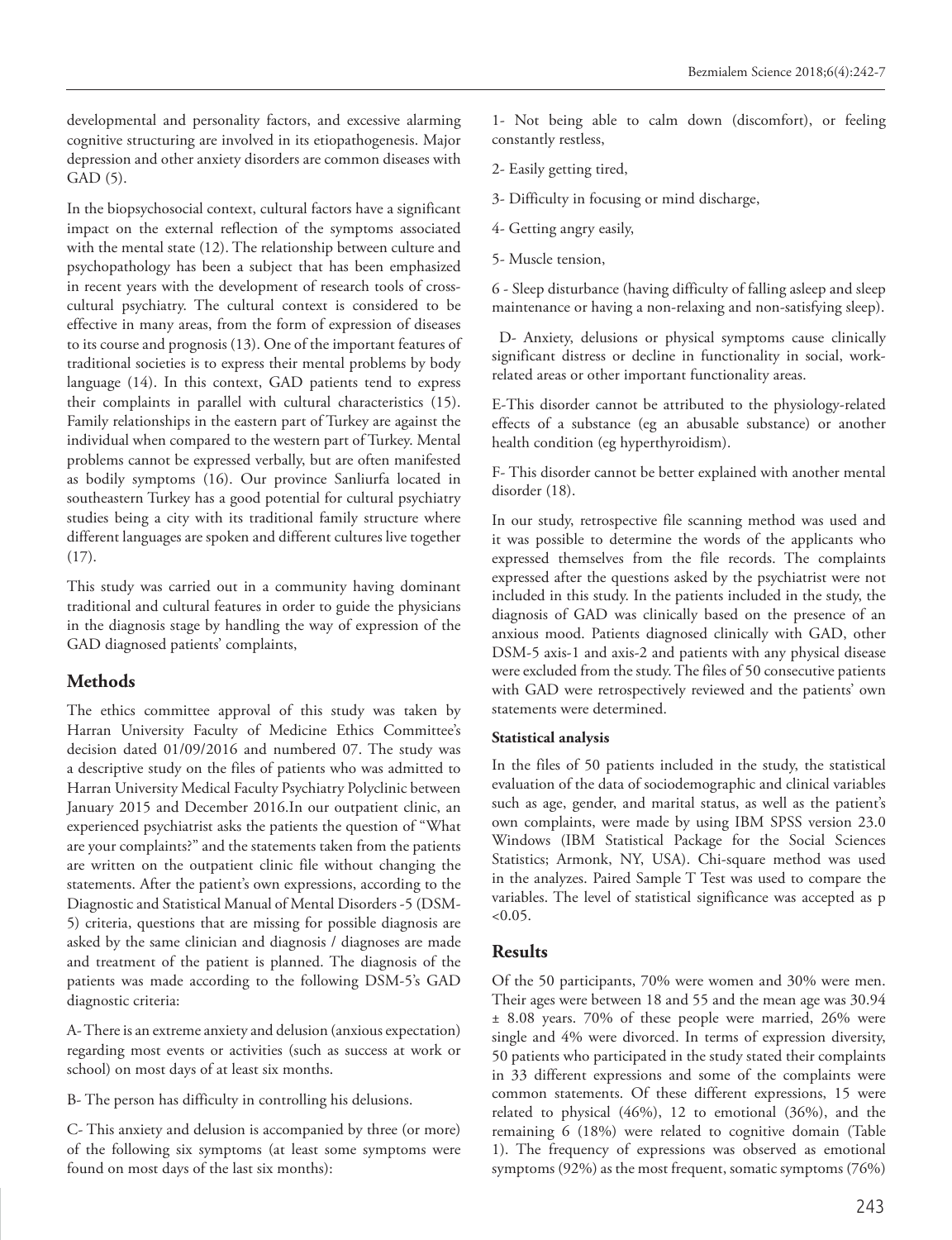developmental and personality factors, and excessive alarming cognitive structuring are involved in its etiopathogenesis. Major depression and other anxiety disorders are common diseases with GAD (5).

In the biopsychosocial context, cultural factors have a significant impact on the external reflection of the symptoms associated with the mental state (12). The relationship between culture and psychopathology has been a subject that has been emphasized in recent years with the development of research tools of cross-cultural psychiatry. The cultural context is considered to be effective in many areas, from the form of expression of diseases to its course and prognosis (13). One of the important features of traditional societies is to express their mental problems by body language (14). In this context, GAD patients tend to express their complaints in parallel with cultural characteristics (15). Family relationships in the eastern part of Turkey are against the individual when compared to the western part of Turkey. Mental problems cannot be expressed verbally, but are often manifested as bodily symptoms (16). Our province Sanliurfa located in southeastern Turkey has a good potential for cultural psychiatry studies being a city with its traditional family structure where different languages are spoken and different cultures live together (17).

This study was carried out in a community having dominant traditional and cultural features in order to guide the physicians in the diagnosis stage by handling the way of expression of the GAD diagnosed patients' complaints,

## Methods

The ethics committee approval of this study was taken by Harran University Faculty of Medicine Ethics Committee's decision dated 01/09/2016 and numbered 07. The study was a descriptive study on the files of patients who was admitted to Harran University Medical Faculty Psychiatry Polyclinic between January 2015 and December 2016.In our outpatient clinic, an experienced psychiatrist asks the patients the question of "What are your complaints?" and the statements taken from the patients are written on the outpatient clinic file without changing the statements. After the patient's own expressions, according to the Diagnostic and Statistical Manual of Mental Disorders -5 (DSM-5) criteria, questions that are missing for possible diagnosis are asked by the same clinician and diagnosis / diagnoses are made and treatment of the patient is planned. The diagnosis of the patients was made according to the following DSM-5's GAD diagnostic criteria:

A- There is an extreme anxiety and delusion (anxious expectation) regarding most events or activities (such as success at work or school) on most days of at least six months.

B- The person has difficulty in controlling his delusions.

C- This anxiety and delusion is accompanied by three (or more) of the following six symptoms (at least some symptoms were found on most days of the last six months):

1- Not being able to calm down (discomfort), or feeling constantly restless,

2- Easily getting tired,

3- Difficulty in focusing or mind discharge,

4- Getting angry easily,

5- Muscle tension,

6 - Sleep disturbance (having difficulty of falling asleep and sleep maintenance or having a non-relaxing and non-satisfying sleep).

D- Anxiety, delusions or physical symptoms cause clinically significant distress or decline in functionality in social, work-related areas or other important functionality areas.

E-This disorder cannot be attributed to the physiology-related effects of a substance (eg an abusable substance) or another health condition (eg hyperthyroidism).

F- This disorder cannot be better explained with another mental disorder (18).

In our study, retrospective file scanning method was used and it was possible to determine the words of the applicants who expressed themselves from the file records. The complaints expressed after the questions asked by the psychiatrist were not included in this study. In the patients included in the study, the diagnosis of GAD was clinically based on the presence of an anxious mood. Patients diagnosed clinically with GAD, other DSM-5 axis-1 and axis-2 and patients with any physical disease were excluded from the study. The files of 50 consecutive patients with GAD were retrospectively reviewed and the patients' own statements were determined.

### Statistical analysis

In the files of 50 patients included in the study, the statistical evaluation of the data of sociodemographic and clinical variables such as age, gender, and marital status, as well as the patient's own complaints, were made by using IBM SPSS version 23.0 Windows (IBM Statistical Package for the Social Sciences Statistics; Armonk, NY, USA). Chi-square method was used in the analyzes. Paired Sample T Test was used to compare the variables. The level of statistical significance was accepted as $p < 0.05$.

## Results

Of the 50 participants, 70% were women and 30% were men. Their ages were between 18 and 55 and the mean age was 30.94 ± 8.08 years. 70% of these people were married, 26% were single and 4% were divorced. In terms of expression diversity, 50 patients who participated in the study stated their complaints in 33 different expressions and some of the complaints were common statements. Of these different expressions, 15 were related to physical (46%), 12 to emotional (36%), and the remaining 6 (18%) were related to cognitive domain (Table 1). The frequency of expressions was observed as emotional symptoms (92%) as the most frequent, somatic symptoms (76%)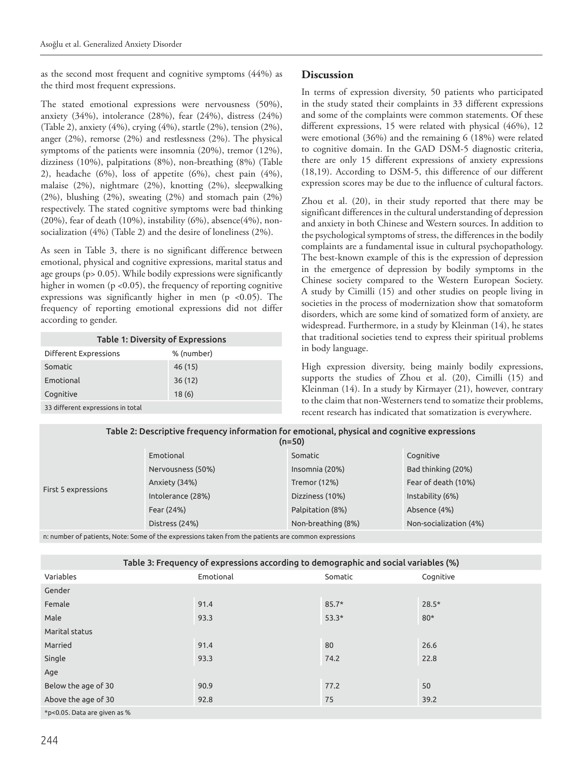as the second most frequent and cognitive symptoms (44%) as the third most frequent expressions.

The stated emotional expressions were nervousness (50%), anxiety (34%), intolerance (28%), fear (24%), distress (24%) (Table 2), anxiety (4%), crying (4%), startle (2%), tension (2%), anger (2%), remorse (2%) and restlessness (2%). The physical symptoms of the patients were insomnia (20%), tremor (12%), dizziness (10%), palpitations (8%), non-breathing (8%) (Table 2), headache (6%), loss of appetite (6%), chest pain (4%), malaise (2%), nightmare (2%), knotting (2%), sleepwalking (2%), blushing (2%), sweating (2%) and stomach pain (2%) respectively. The stated cognitive symptoms were bad thinking (20%), fear of death (10%), instability (6%), absence(4%), non-socialization (4%) (Table 2) and the desire of loneliness (2%).

As seen in Table 3, there is no significant difference between emotional, physical and cognitive expressions, marital status and age groups (p> 0.05). While bodily expressions were significantly higher in women (p <0.05), the frequency of reporting cognitive expressions was significantly higher in men (p <0.05). The frequency of reporting emotional expressions did not differ according to gender.

**Table 1: Diversity of Expressions**

| Different Expressions | % (number) |
|---|---|
| Somatic | 46 (15) |
| Emotional | 36 (12) |
| Cognitive | 18 (6) |
| 33 different expressions in total | |

## Discussion

In terms of expression diversity, 50 patients who participated in the study stated their complaints in 33 different expressions and some of the complaints were common statements. Of these different expressions, 15 were related with physical (46%), 12 were emotional (36%) and the remaining 6 (18%) were related to cognitive domain. In the GAD DSM-5 diagnostic criteria, there are only 15 different expressions of anxiety expressions (18,19). According to DSM-5, this difference of our different expression scores may be due to the influence of cultural factors.

Zhou et al. (20), in their study reported that there may be significant differences in the cultural understanding of depression and anxiety in both Chinese and Western sources. In addition to the psychological symptoms of stress, the differences in the bodily complaints are a fundamental issue in cultural psychopathology. The best-known example of this is the expression of depression in the emergence of depression by bodily symptoms in the Chinese society compared to the Western European Society. A study by Cimilli (15) and other studies on people living in societies in the process of modernization show that somatoform disorders, which are some kind of somatized form of anxiety, are widespread. Furthermore, in a study by Kleinman (14), he states that traditional societies tend to express their spiritual problems in body language.

High expression diversity, being mainly bodily expressions, supports the studies of Zhou et al. (20), Cimilli (15) and Kleinman (14). In a study by Kirmayer (21), however, contrary to the claim that non-Westerners tend to somatize their problems, recent research has indicated that somatization is everywhere.

**Table 2: Descriptive frequency information for emotional, physical and cognitive expressions (n=50)**

| | Emotional | Somatic | Cognitive |
|---|---|---|---|
| First 5 expressions | Nervousness (50%) | Insomnia (20%) | Bad thinking (20%) |
| | Anxiety (34%) | Tremor (12%) | Fear of death (10%) |
| | Intolerance (28%) | Dizziness (10%) | Instability (6%) |
| | Fear (24%) | Palpitation (8%) | Absence (4%) |
| | Distress (24%) | Non-breathing (8%) | Non-socialization (4%) |

n: number of patients, Note: Some of the expressions taken from the patients are common expressions

**Table 3: Frequency of expressions according to demographic and social variables (%)**

| Variables | Emotional | Somatic | Cognitive |
|---|---|---|---|
| Gender | | | |
| Female | 91.4 | 85.7* | 28.5* |
| Male | 93.3 | 53.3* | 80* |
| Marital status | | | |
| Married | 91.4 | 80 | 26.6 |
| Single | 93.3 | 74.2 | 22.8 |
| Age | | | |
| Below the age of 30 | 90.9 | 77.2 | 50 |
| Above the age of 30 | 92.8 | 75 | 39.2 |

*p<0.05. Data are given as %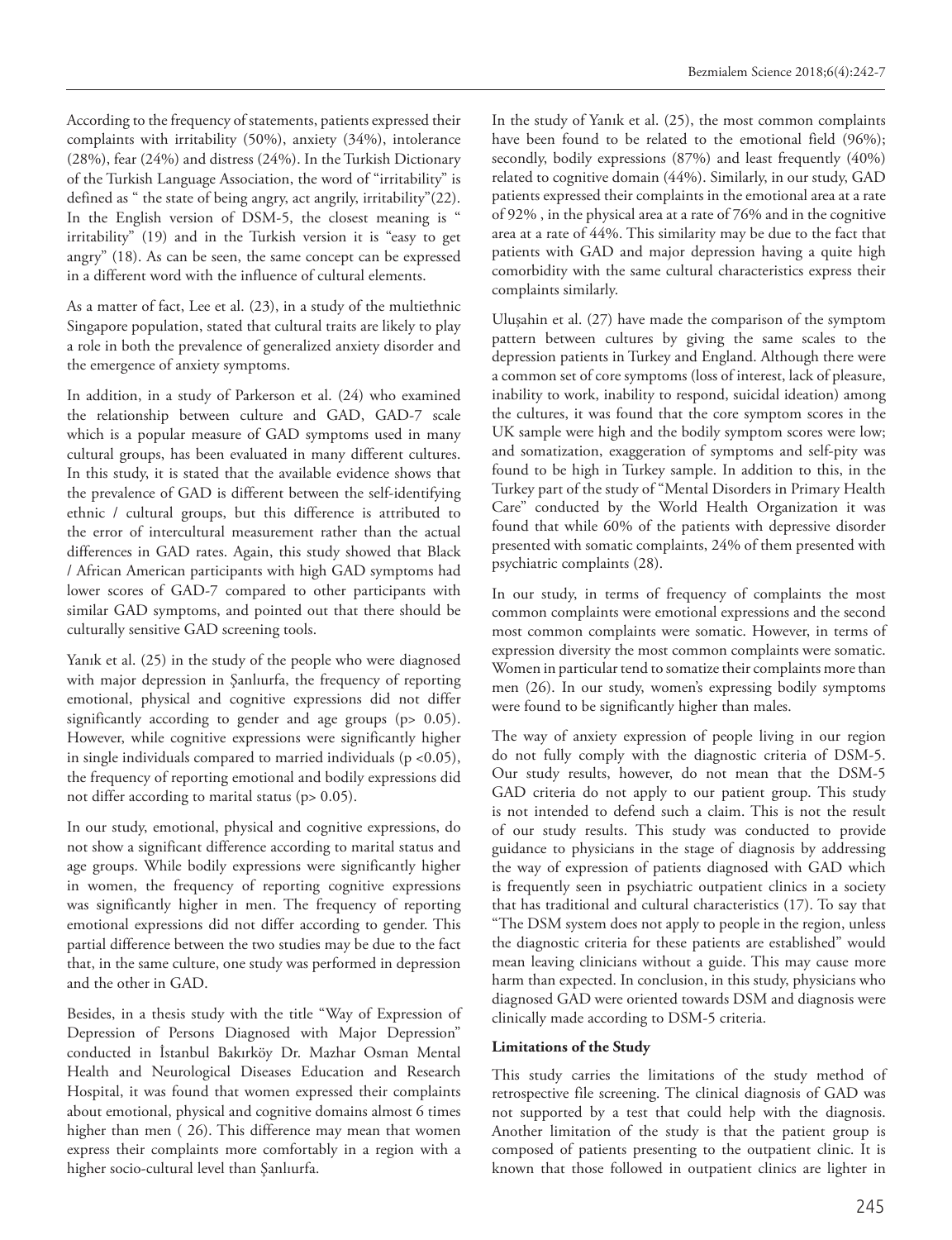According to the frequency of statements, patients expressed their complaints with irritability (50%), anxiety (34%), intolerance (28%), fear (24%) and distress (24%). In the Turkish Dictionary of the Turkish Language Association, the word of "irritability" is defined as " the state of being angry, act angrily, irritability"(22). In the English version of DSM-5, the closest meaning is " irritability" (19) and in the Turkish version it is "easy to get angry" (18). As can be seen, the same concept can be expressed in a different word with the influence of cultural elements.

As a matter of fact, Lee et al. (23), in a study of the multiethnic Singapore population, stated that cultural traits are likely to play a role in both the prevalence of generalized anxiety disorder and the emergence of anxiety symptoms.

In addition, in a study of Parkerson et al. (24) who examined the relationship between culture and GAD, GAD-7 scale which is a popular measure of GAD symptoms used in many cultural groups, has been evaluated in many different cultures. In this study, it is stated that the available evidence shows that the prevalence of GAD is different between the self-identifying ethnic / cultural groups, but this difference is attributed to the error of intercultural measurement rather than the actual differences in GAD rates. Again, this study showed that Black / African American participants with high GAD symptoms had lower scores of GAD-7 compared to other participants with similar GAD symptoms, and pointed out that there should be culturally sensitive GAD screening tools.

Yanık et al. (25) in the study of the people who were diagnosed with major depression in Şanlıurfa, the frequency of reporting emotional, physical and cognitive expressions did not differ significantly according to gender and age groups ($p > 0.05$). However, while cognitive expressions were significantly higher in single individuals compared to married individuals ($p < 0.05$), the frequency of reporting emotional and bodily expressions did not differ according to marital status ($p > 0.05$).

In our study, emotional, physical and cognitive expressions, do not show a significant difference according to marital status and age groups. While bodily expressions were significantly higher in women, the frequency of reporting cognitive expressions was significantly higher in men. The frequency of reporting emotional expressions did not differ according to gender. This partial difference between the two studies may be due to the fact that, in the same culture, one study was performed in depression and the other in GAD.

Besides, in a thesis study with the title "Way of Expression of Depression of Persons Diagnosed with Major Depression" conducted in İstanbul Bakırköy Dr. Mazhar Osman Mental Health and Neurological Diseases Education and Research Hospital, it was found that women expressed their complaints about emotional, physical and cognitive domains almost 6 times higher than men ( 26). This difference may mean that women express their complaints more comfortably in a region with a higher socio-cultural level than Şanlıurfa.

In the study of Yanık et al. (25), the most common complaints have been found to be related to the emotional field (96%); secondly, bodily expressions (87%) and least frequently (40%) related to cognitive domain (44%). Similarly, in our study, GAD patients expressed their complaints in the emotional area at a rate of 92% , in the physical area at a rate of 76% and in the cognitive area at a rate of 44%. This similarity may be due to the fact that patients with GAD and major depression having a quite high comorbidity with the same cultural characteristics express their complaints similarly.

Uluşahin et al. (27) have made the comparison of the symptom pattern between cultures by giving the same scales to the depression patients in Turkey and England. Although there were a common set of core symptoms (loss of interest, lack of pleasure, inability to work, inability to respond, suicidal ideation) among the cultures, it was found that the core symptom scores in the UK sample were high and the bodily symptom scores were low; and somatization, exaggeration of symptoms and self-pity was found to be high in Turkey sample. In addition to this, in the Turkey part of the study of "Mental Disorders in Primary Health Care" conducted by the World Health Organization it was found that while 60% of the patients with depressive disorder presented with somatic complaints, 24% of them presented with psychiatric complaints (28).

In our study, in terms of frequency of complaints the most common complaints were emotional expressions and the second most common complaints were somatic. However, in terms of expression diversity the most common complaints were somatic. Women in particular tend to somatize their complaints more than men (26). In our study, women's expressing bodily symptoms were found to be significantly higher than males.

The way of anxiety expression of people living in our region do not fully comply with the diagnostic criteria of DSM-5. Our study results, however, do not mean that the DSM-5 GAD criteria do not apply to our patient group. This study is not intended to defend such a claim. This is not the result of our study results. This study was conducted to provide guidance to physicians in the stage of diagnosis by addressing the way of expression of patients diagnosed with GAD which is frequently seen in psychiatric outpatient clinics in a society that has traditional and cultural characteristics (17). To say that "The DSM system does not apply to people in the region, unless the diagnostic criteria for these patients are established" would mean leaving clinicians without a guide. This may cause more harm than expected. In conclusion, in this study, physicians who diagnosed GAD were oriented towards DSM and diagnosis were clinically made according to DSM-5 criteria.

**Limitations of the Study**

This study carries the limitations of the study method of retrospective file screening. The clinical diagnosis of GAD was not supported by a test that could help with the diagnosis. Another limitation of the study is that the patient group is composed of patients presenting to the outpatient clinic. It is known that those followed in outpatient clinics are lighter in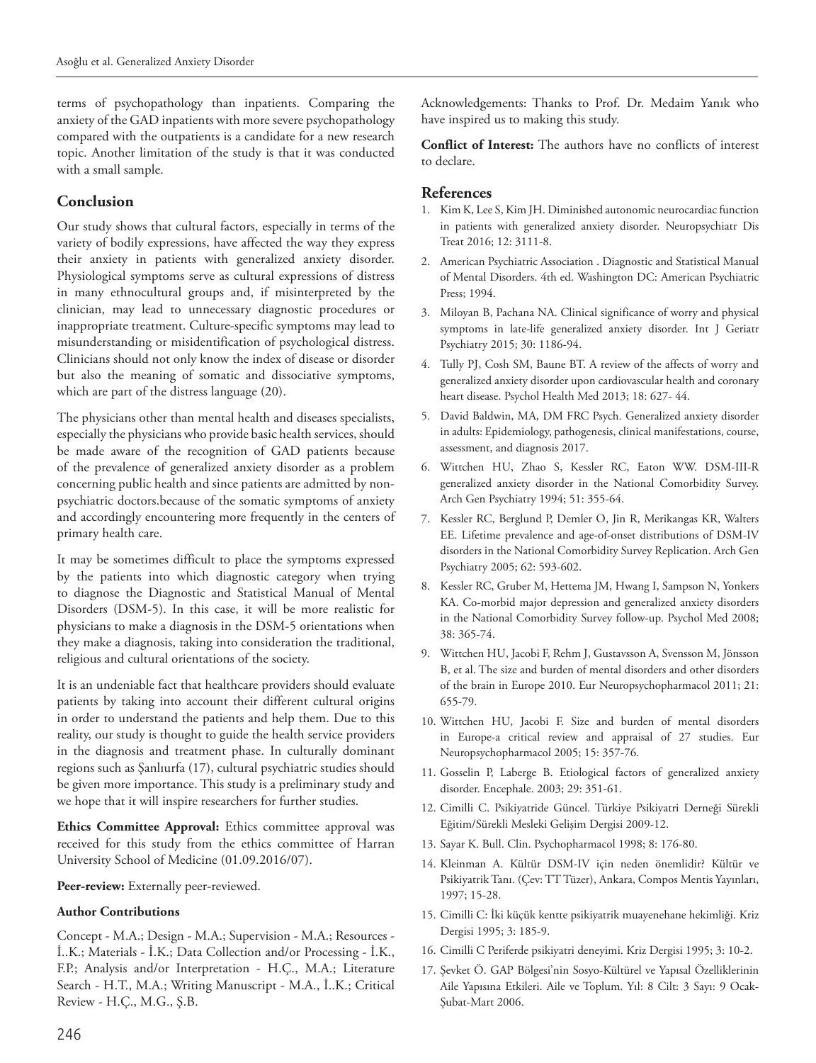terms of psychopathology than inpatients. Comparing the anxiety of the GAD inpatients with more severe psychopathology compared with the outpatients is a candidate for a new research topic. Another limitation of the study is that it was conducted with a small sample.

## Conclusion

Our study shows that cultural factors, especially in terms of the variety of bodily expressions, have affected the way they express their anxiety in patients with generalized anxiety disorder. Physiological symptoms serve as cultural expressions of distress in many ethnocultural groups and, if misinterpreted by the clinician, may lead to unnecessary diagnostic procedures or inappropriate treatment. Culture-specific symptoms may lead to misunderstanding or misidentification of psychological distress. Clinicians should not only know the index of disease or disorder but also the meaning of somatic and dissociative symptoms, which are part of the distress language (20).

The physicians other than mental health and diseases specialists, especially the physicians who provide basic health services, should be made aware of the recognition of GAD patients because of the prevalence of generalized anxiety disorder as a problem concerning public health and since patients are admitted by non-psychiatric doctors.because of the somatic symptoms of anxiety and accordingly encountering more frequently in the centers of primary health care.

It may be sometimes difficult to place the symptoms expressed by the patients into which diagnostic category when trying to diagnose the Diagnostic and Statistical Manual of Mental Disorders (DSM-5). In this case, it will be more realistic for physicians to make a diagnosis in the DSM-5 orientations when they make a diagnosis, taking into consideration the traditional, religious and cultural orientations of the society.

It is an undeniable fact that healthcare providers should evaluate patients by taking into account their different cultural origins in order to understand the patients and help them. Due to this reality, our study is thought to guide the health service providers in the diagnosis and treatment phase. In culturally dominant regions such as Şanlıurfa (17), cultural psychiatric studies should be given more importance. This study is a preliminary study and we hope that it will inspire researchers for further studies.

**Ethics Committee Approval:** Ethics committee approval was received for this study from the ethics committee of Harran University School of Medicine (01.09.2016/07).

**Peer-review:** Externally peer-reviewed.

**Author Contributions**

Concept - M.A.; Design - M.A.; Supervision - M.A.; Resources - İ..K.; Materials - İ.K.; Data Collection and/or Processing - İ.K., F.P.; Analysis and/or Interpretation - H.Ç., M.A.; Literature Search - H.T., M.A.; Writing Manuscript - M.A., İ..K.; Critical Review - H.Ç., M.G., Ş.B.

Acknowledgements: Thanks to Prof. Dr. Medaim Yanık who have inspired us to making this study.

**Conflict of Interest:** The authors have no conflicts of interest to declare.

## References

1. Kim K, Lee S, Kim JH. Diminished autonomic neurocardiac function in patients with generalized anxiety disorder. Neuropsychiatr Dis Treat 2016; 12: 3111-8.
2. American Psychiatric Association . Diagnostic and Statistical Manual of Mental Disorders. 4th ed. Washington DC: American Psychiatric Press; 1994.
3. Miloyan B, Pachana NA. Clinical significance of worry and physical symptoms in late-life generalized anxiety disorder. Int J Geriatr Psychiatry 2015; 30: 1186-94.
4. Tully PJ, Cosh SM, Baune BT. A review of the affects of worry and generalized anxiety disorder upon cardiovascular health and coronary heart disease. Psychol Health Med 2013; 18: 627- 44.
5. David Baldwin, MA, DM FRC Psych. Generalized anxiety disorder in adults: Epidemiology, pathogenesis, clinical manifestations, course, assessment, and diagnosis 2017.
6. Wittchen HU, Zhao S, Kessler RC, Eaton WW. DSM-III-R generalized anxiety disorder in the National Comorbidity Survey. Arch Gen Psychiatry 1994; 51: 355-64.
7. Kessler RC, Berglund P, Demler O, Jin R, Merikangas KR, Walters EE. Lifetime prevalence and age-of-onset distributions of DSM-IV disorders in the National Comorbidity Survey Replication. Arch Gen Psychiatry 2005; 62: 593-602.
8. Kessler RC, Gruber M, Hettema JM, Hwang I, Sampson N, Yonkers KA. Co-morbid major depression and generalized anxiety disorders in the National Comorbidity Survey follow-up. Psychol Med 2008; 38: 365-74.
9. Wittchen HU, Jacobi F, Rehm J, Gustavsson A, Svensson M, Jönsson B, et al. The size and burden of mental disorders and other disorders of the brain in Europe 2010. Eur Neuropsychopharmacol 2011; 21: 655-79.
10. Wittchen HU, Jacobi F. Size and burden of mental disorders in Europe-a critical review and appraisal of 27 studies. Eur Neuropsychopharmacol 2005; 15: 357-76.
11. Gosselin P, Laberge B. Etiological factors of generalized anxiety disorder. Encephale. 2003; 29: 351-61.
12. Cimilli C. Psikiyatride Güncel. Türkiye Psikiyatri Derneği Sürekli Eğitim/Sürekli Mesleki Gelişim Dergisi 2009-12.
13. Sayar K. Bull. Clin. Psychopharmacol 1998; 8: 176-80.
14. Kleinman A. Kültür DSM-IV için neden önemlidir? Kültür ve Psikiyatrik Tanı. (Çev: TT Tüzer), Ankara, Compos Mentis Yayınları, 1997; 15-28.
15. Cimilli C: İki küçük kentte psikiyatrik muayenehane hekimliği. Kriz Dergisi 1995; 3: 185-9.
16. Cimilli C Periferde psikiyatri deneyimi. Kriz Dergisi 1995; 3: 10-2.
17. Şevket Ö. GAP Bölgesi'nin Sosyo-Kültürel ve Yapısal Özelliklerinin Aile Yapısına Etkileri. Aile ve Toplum. Yıl: 8 Cilt: 3 Sayı: 9 Ocak-Şubat-Mart 2006.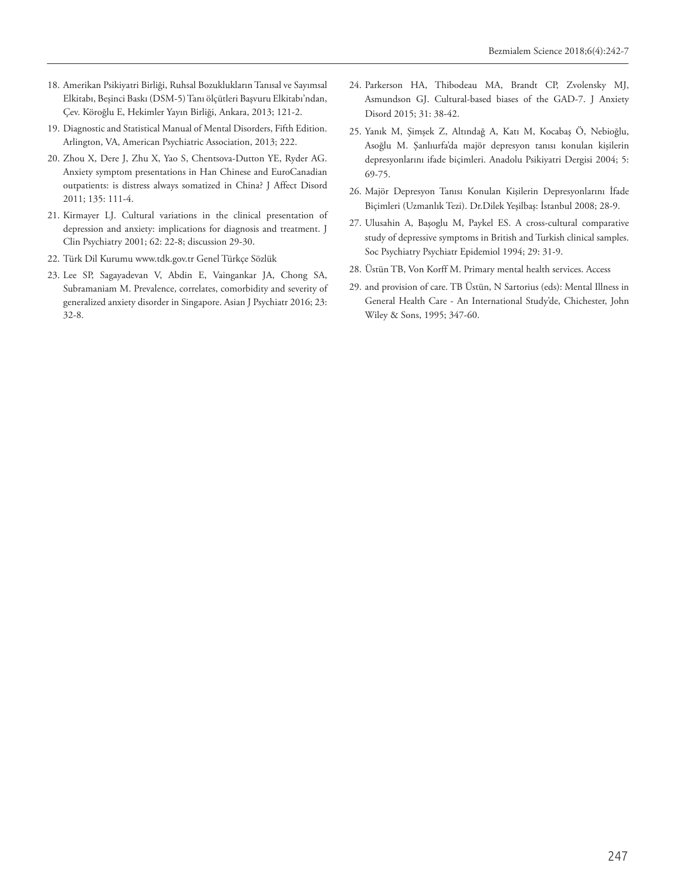18. Amerikan Psikiyatri Birliği, Ruhsal Bozuklukların Tanısal ve Sayımsal Elkitabı, Beşinci Baskı (DSM-5) Tanı ölçütleri Başvuru Elkitabı'ndan, Çev. Köroğlu E, Hekimler Yayın Birliği, Ankara, 2013; 121-2.
19. Diagnostic and Statistical Manual of Mental Disorders, Fifth Edition. Arlington, VA, American Psychiatric Association, 2013; 222.
20. Zhou X, Dere J, Zhu X, Yao S, Chentsova-Dutton YE, Ryder AG. Anxiety symptom presentations in Han Chinese and EuroCanadian outpatients: is distress always somatized in China? J Affect Disord 2011; 135: 111-4.
21. Kirmayer LJ. Cultural variations in the clinical presentation of depression and anxiety: implications for diagnosis and treatment. J Clin Psychiatry 2001; 62: 22-8; discussion 29-30.
22. Türk Dil Kurumu www.tdk.gov.tr Genel Türkçe Sözlük
23. Lee SP, Sagayadevan V, Abdin E, Vaingankar JA, Chong SA, Subramaniam M. Prevalence, correlates, comorbidity and severity of generalized anxiety disorder in Singapore. Asian J Psychiatr 2016; 23: 32-8.
24. Parkerson HA, Thibodeau MA, Brandt CP, Zvolensky MJ, Asmundson GJ. Cultural-based biases of the GAD-7. J Anxiety Disord 2015; 31: 38-42.
25. Yanık M, Şimşek Z, Altındağ A, Katı M, Kocabaş Ö, Nebioğlu, Asoğlu M. Şanlıurfa'da majör depresyon tanısı konulan kişilerin depresyonlarını ifade biçimleri. Anadolu Psikiyatri Dergisi 2004; 5: 69-75.
26. Majör Depresyon Tanısı Konulan Kişilerin Depresyonlarını İfade Biçimleri (Uzmanlık Tezi). Dr.Dilek Yeşilbaş: İstanbul 2008; 28-9.
27. Ulusahin A, Başoglu M, Paykel ES. A cross-cultural comparative study of depressive symptoms in British and Turkish clinical samples. Soc Psychiatry Psychiatr Epidemiol 1994; 29: 31-9.
28. Üstün TB, Von Korff M. Primary mental health services. Access
29. and provision of care. TB Üstün, N Sartorius (eds): Mental Illness in General Health Care - An International Study'de, Chichester, John Wiley & Sons, 1995; 347-60.